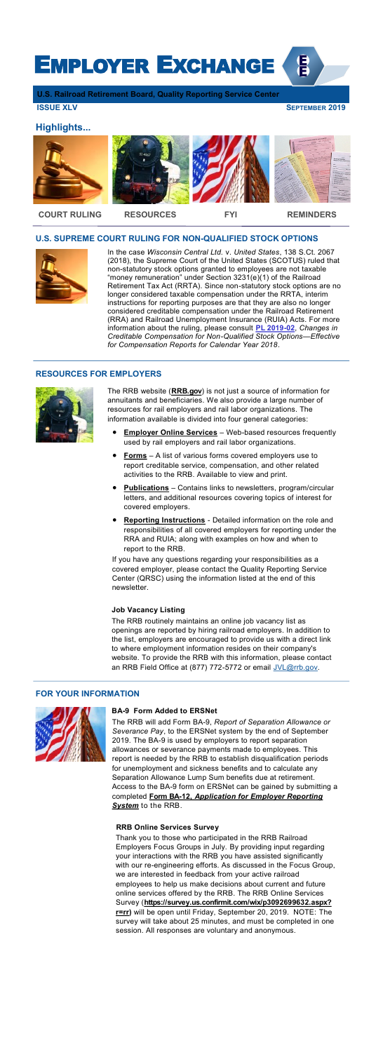# Employer Exchange

**U.S. Railroad Retirement Board, Quality Reporting Service Center**

**ISSUE XLV** **SEPTEMBER 2019**

## Highlights...

COURT RULING | RESOURCES | FYI | REMINDERS

## U.S. SUPREME COURT RULING FOR NON-QUALIFIED STOCK OPTIONS

In the case *Wisconsin Central Ltd.* v. *United States*, 138 S.Ct. 2067 (2018), the Supreme Court of the United States (SCOTUS) ruled that non-statutory stock options granted to employees are not taxable "money remuneration" under Section 3231(e)(1) of the Railroad Retirement Tax Act (RRTA). Since non-statutory stock options are no longer considered taxable compensation under the RRTA, interim instructions for reporting purposes are that they are also no longer considered creditable compensation under the Railroad Retirement (RRA) and Railroad Unemployment Insurance (RUIA) Acts. For more information about the ruling, please consult **PL 2019-02**, *Changes in Creditable Compensation for Non-Qualified Stock Options—Effective for Compensation Reports for Calendar Year 2018*.

## RESOURCES FOR EMPLOYERS

The RRB website (**RRB.gov**) is not just a source of information for annuitants and beneficiaries. We also provide a large number of resources for rail employers and rail labor organizations. The information available is divided into four general categories:

- **Employer Online Services** – Web-based resources frequently used by rail employers and rail labor organizations.
- **Forms** – A list of various forms covered employers use to report creditable service, compensation, and other related activities to the RRB. Available to view and print.
- **Publications** – Contains links to newsletters, program/circular letters, and additional resources covering topics of interest for covered employers.
- **Reporting Instructions** - Detailed information on the role and responsibilities of all covered employers for reporting under the RRA and RUIA; along with examples on how and when to report to the RRB.

If you have any questions regarding your responsibilities as a covered employer, please contact the Quality Reporting Service Center (QRSC) using the information listed at the end of this newsletter.

### Job Vacancy Listing

The RRB routinely maintains an online job vacancy list as openings are reported by hiring railroad employers. In addition to the list, employers are encouraged to provide us with a direct link to where employment information resides on their company's website. To provide the RRB with this information, please contact an RRB Field Office at (877) 772-5772 or email JVL@rrb.gov.

## FOR YOUR INFORMATION

### BA-9 Form Added to ERSNet

The RRB will add Form BA-9, *Report of Separation Allowance or Severance Pay*, to the ERSNet system by the end of September 2019. The BA-9 is used by employers to report separation allowances or severance payments made to employees. This report is needed by the RRB to establish disqualification periods for unemployment and sickness benefits and to calculate any Separation Allowance Lump Sum benefits due at retirement. Access to the BA-9 form on ERSNet can be gained by submitting a completed **Form BA-12, *Application for Employer Reporting System*** to the RRB.

### RRB Online Services Survey

Thank you to those who participated in the RRB Railroad Employers Focus Groups in July. By providing input regarding your interactions with the RRB you have assisted significantly with our re-engineering efforts. As discussed in the Focus Group, we are interested in feedback from your active railroad employees to help us make decisions about current and future online services offered by the RRB. The RRB Online Services Survey (**https://survey.us.confirmit.com/wix/p3092699632.aspx?r=rr**) will be open until Friday, September 20, 2019. NOTE: The survey will take about 25 minutes, and must be completed in one session. All responses are voluntary and anonymous.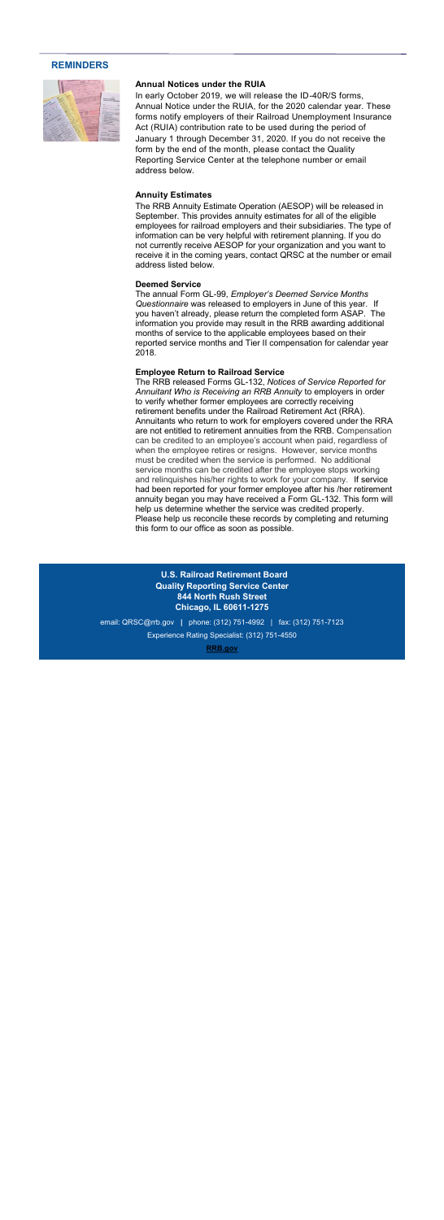## REMINDERS

### Annual Notices under the RUIA

In early October 2019, we will release the ID-40R/S forms, Annual Notice under the RUIA, for the 2020 calendar year. These forms notify employers of their Railroad Unemployment Insurance Act (RUIA) contribution rate to be used during the period of January 1 through December 31, 2020. If you do not receive the form by the end of the month, please contact the Quality Reporting Service Center at the telephone number or email address below.

### Annuity Estimates

The RRB Annuity Estimate Operation (AESOP) will be released in September. This provides annuity estimates for all of the eligible employees for railroad employers and their subsidiaries. The type of information can be very helpful with retirement planning. If you do not currently receive AESOP for your organization and you want to receive it in the coming years, contact QRSC at the number or email address listed below.

### Deemed Service

The annual Form GL-99, *Employer's Deemed Service Months Questionnaire* was released to employers in June of this year. If you haven't already, please return the completed form ASAP. The information you provide may result in the RRB awarding additional months of service to the applicable employees based on their reported service months and Tier II compensation for calendar year 2018.

### Employee Return to Railroad Service

The RRB released Forms GL-132, *Notices of Service Reported for Annuitant Who is Receiving an RRB Annuity* to employers in order to verify whether former employees are correctly receiving retirement benefits under the Railroad Retirement Act (RRA). Annuitants who return to work for employers covered under the RRA are not entitled to retirement annuities from the RRB. Compensation can be credited to an employee's account when paid, regardless of when the employee retires or resigns. However, service months must be credited when the service is performed. No additional service months can be credited after the employee stops working and relinquishes his/her rights to work for your company. If service had been reported for your former employee after his /her retirement annuity began you may have received a Form GL-132. This form will help us determine whether the service was credited properly. Please help us reconcile these records by completing and returning this form to our office as soon as possible.

**U.S. Railroad Retirement Board**
**Quality Reporting Service Center**
**844 North Rush Street**
**Chicago, IL 60611-1275**

email: QRSC@rrb.gov | phone: (312) 751-4992 | fax: (312) 751-7123

Experience Rating Specialist: (312) 751-4550

**RRB.gov**